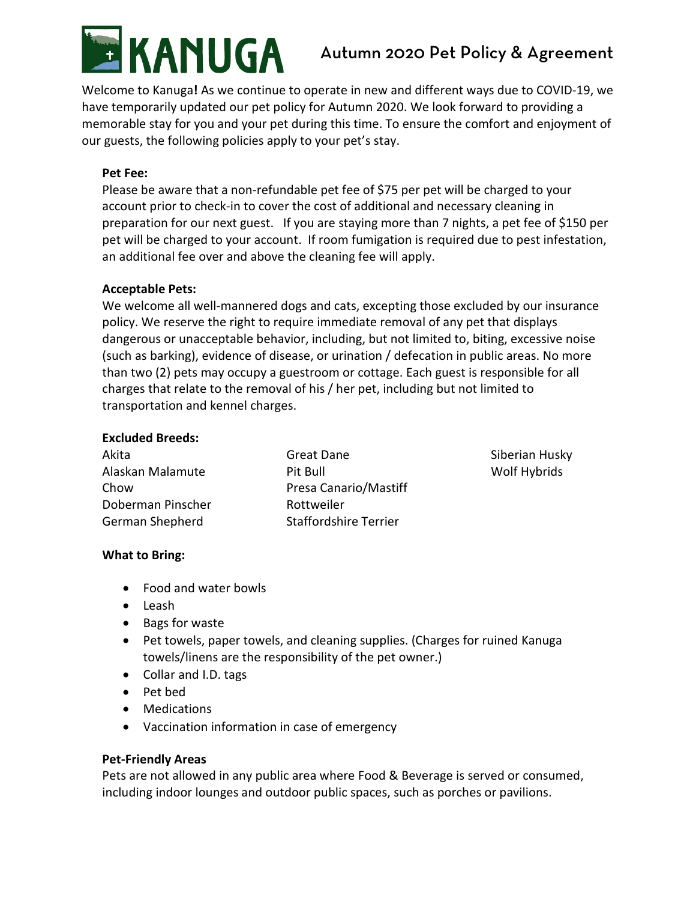# KANUGA Autumn 2020 Pet Policy & Agreement

Welcome to Kanuga**!** As we continue to operate in new and different ways due to COVID-19, we have temporarily updated our pet policy for Autumn 2020. We look forward to providing a memorable stay for you and your pet during this time. To ensure the comfort and enjoyment of our guests, the following policies apply to your pet's stay.

**Pet Fee:**

Please be aware that a non-refundable pet fee of $75 per pet will be charged to your account prior to check-in to cover the cost of additional and necessary cleaning in preparation for our next guest. If you are staying more than 7 nights, a pet fee of $150 per pet will be charged to your account. If room fumigation is required due to pest infestation, an additional fee over and above the cleaning fee will apply.

**Acceptable Pets:**

We welcome all well-mannered dogs and cats, excepting those excluded by our insurance policy. We reserve the right to require immediate removal of any pet that displays dangerous or unacceptable behavior, including, but not limited to, biting, excessive noise (such as barking), evidence of disease, or urination / defecation in public areas. No more than two (2) pets may occupy a guestroom or cottage. Each guest is responsible for all charges that relate to the removal of his / her pet, including but not limited to transportation and kennel charges.

**Excluded Breeds:**

- Akita
- Alaskan Malamute
- Chow
- Doberman Pinscher
- German Shepherd
- Great Dane
- Pit Bull
- Presa Canario/Mastiff
- Rottweiler
- Staffordshire Terrier
- Siberian Husky
- Wolf Hybrids

**What to Bring:**

- Food and water bowls
- Leash
- Bags for waste
- Pet towels, paper towels, and cleaning supplies. (Charges for ruined Kanuga towels/linens are the responsibility of the pet owner.)
- Collar and I.D. tags
- Pet bed
- Medications
- Vaccination information in case of emergency

**Pet-Friendly Areas**

Pets are not allowed in any public area where Food & Beverage is served or consumed, including indoor lounges and outdoor public spaces, such as porches or pavilions.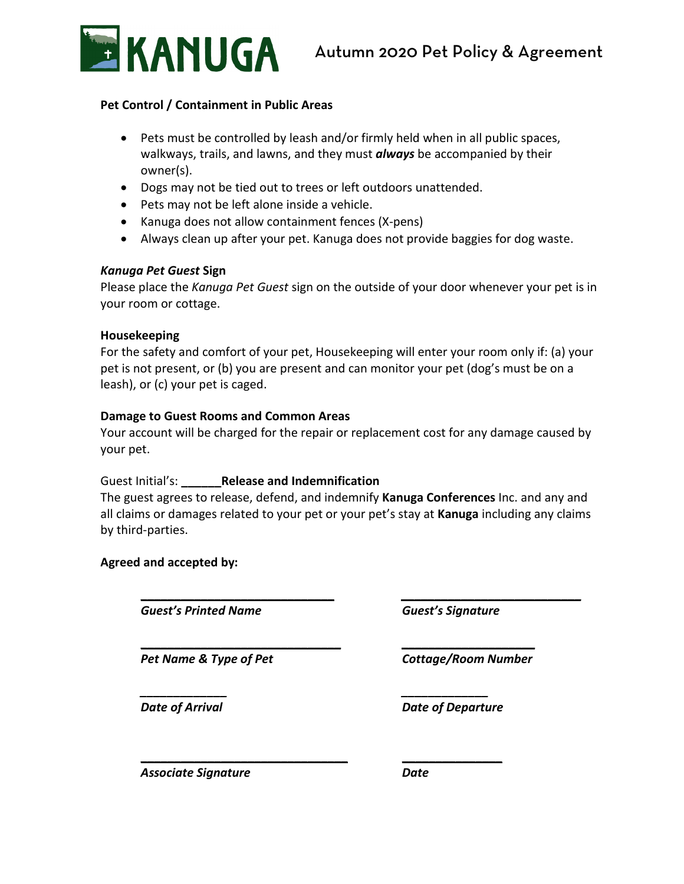# KANUGA Autumn 2020 Pet Policy & Agreement

**Pet Control / Containment in Public Areas**

- Pets must be controlled by leash and/or firmly held when in all public spaces, walkways, trails, and lawns, and they must ***always*** be accompanied by their owner(s).
- Dogs may not be tied out to trees or left outdoors unattended.
- Pets may not be left alone inside a vehicle.
- Kanuga does not allow containment fences (X-pens)
- Always clean up after your pet. Kanuga does not provide baggies for dog waste.

***Kanuga Pet Guest* Sign**

Please place the *Kanuga Pet Guest* sign on the outside of your door whenever your pet is in your room or cottage.

**Housekeeping**

For the safety and comfort of your pet, Housekeeping will enter your room only if: (a) your pet is not present, or (b) you are present and can monitor your pet (dog's must be on a leash), or (c) your pet is caged.

**Damage to Guest Rooms and Common Areas**

Your account will be charged for the repair or replacement cost for any damage caused by your pet.

Guest Initial's: ______**Release and Indemnification**

The guest agrees to release, defend, and indemnify **Kanuga Conferences** Inc. and any and all claims or damages related to your pet or your pet's stay at **Kanuga** including any claims by third-parties.

**Agreed and accepted by:**

______________________________ ______________________________

***Guest's Printed Name*** ***Guest's Signature***

______________________________ ____________________

***Pet Name & Type of Pet*** ***Cottage/Room Number***

_____________ _____________

***Date of Arrival*** ***Date of Departure***

________________________________ _______________

***Associate Signature*** ***Date***